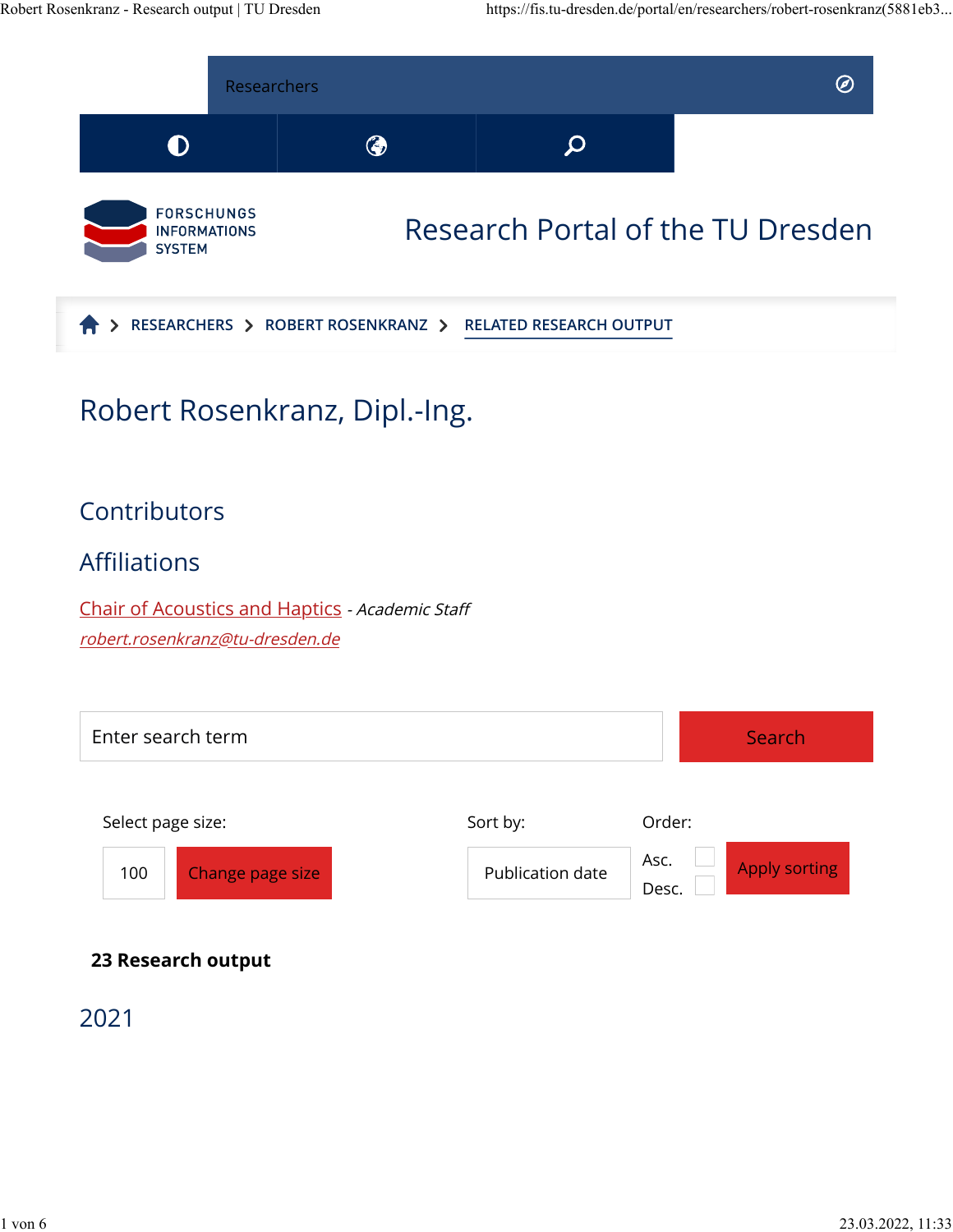Researchers

FORSCHUNGS
INFORMATIONS
SYSTEM

Research Portal of the TU Dresden

RESEARCHERS > ROBERT ROSENKRANZ > RELATED RESEARCH OUTPUT

# Robert Rosenkranz, Dipl.-Ing.

## Contributors

## Affiliations

Chair of Acoustics and Haptics - *Academic Staff*

*robert.rosenkranz@tu-dresden.de*

Enter search term | Search

Select page size: 100 | Change page size

Sort by: Publication date

Order: Asc. Desc. | Apply sorting

**23 Research output**

## 2021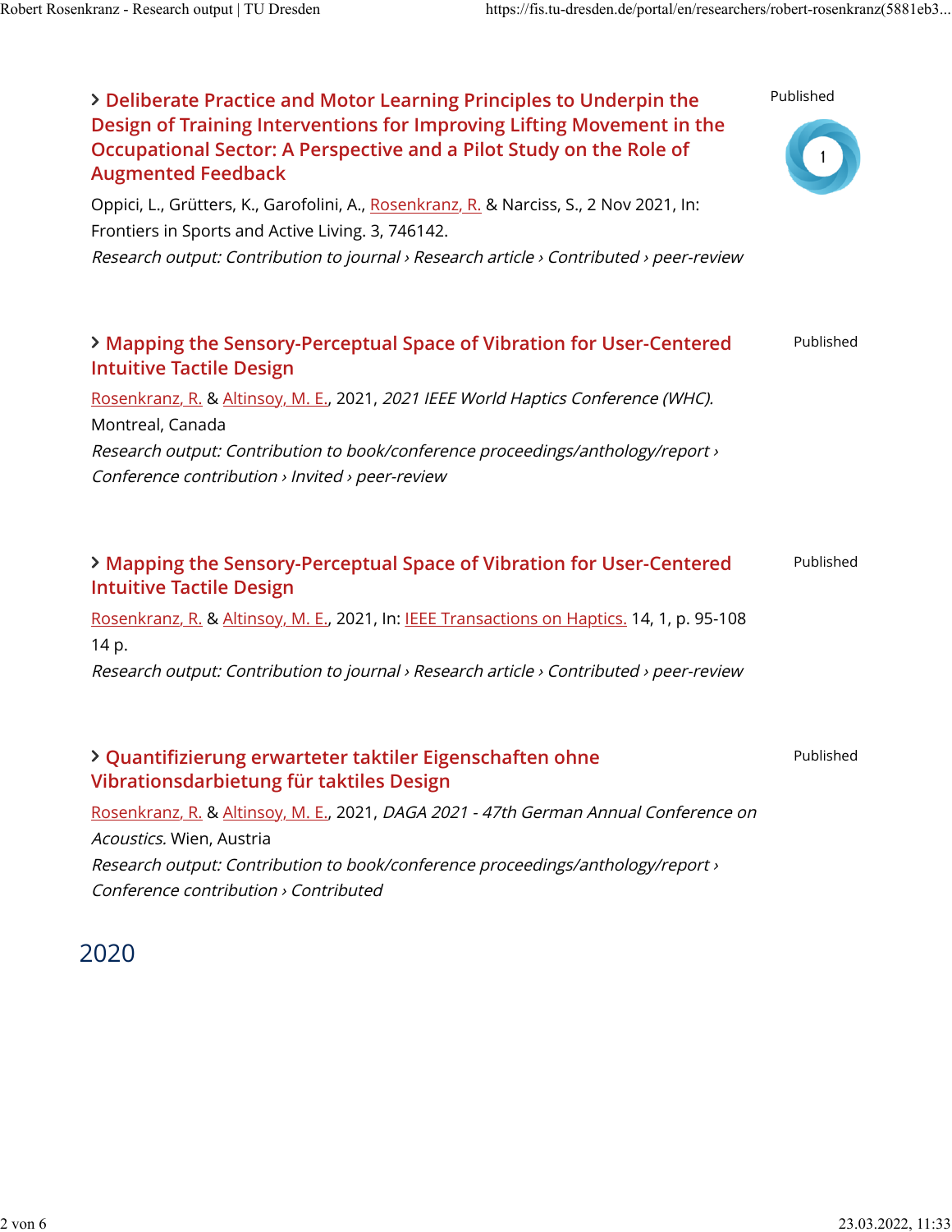### › Deliberate Practice and Motor Learning Principles to Underpin the Design of Training Interventions for Improving Lifting Movement in the Occupational Sector: A Perspective and a Pilot Study on the Role of Augmented Feedback

Published

Oppici, L., Grütters, K., Garofolini, A., Rosenkranz, R. & Narciss, S., 2 Nov 2021, In: Frontiers in Sports and Active Living. 3, 746142.

*Research output: Contribution to journal › Research article › Contributed › peer-review*

### › Mapping the Sensory-Perceptual Space of Vibration for User-Centered Intuitive Tactile Design

Published

Rosenkranz, R. & Altinsoy, M. E., 2021, *2021 IEEE World Haptics Conference (WHC).* Montreal, Canada

*Research output: Contribution to book/conference proceedings/anthology/report › Conference contribution › Invited › peer-review*

### › Mapping the Sensory-Perceptual Space of Vibration for User-Centered Intuitive Tactile Design

Published

Rosenkranz, R. & Altinsoy, M. E., 2021, In: IEEE Transactions on Haptics. 14, 1, p. 95-108 14 p.

*Research output: Contribution to journal › Research article › Contributed › peer-review*

### › Quantifizierung erwarteter taktiler Eigenschaften ohne Vibrationsdarbietung für taktiles Design

Published

Rosenkranz, R. & Altinsoy, M. E., 2021, *DAGA 2021 - 47th German Annual Conference on Acoustics.* Wien, Austria

*Research output: Contribution to book/conference proceedings/anthology/report › Conference contribution › Contributed*

## 2020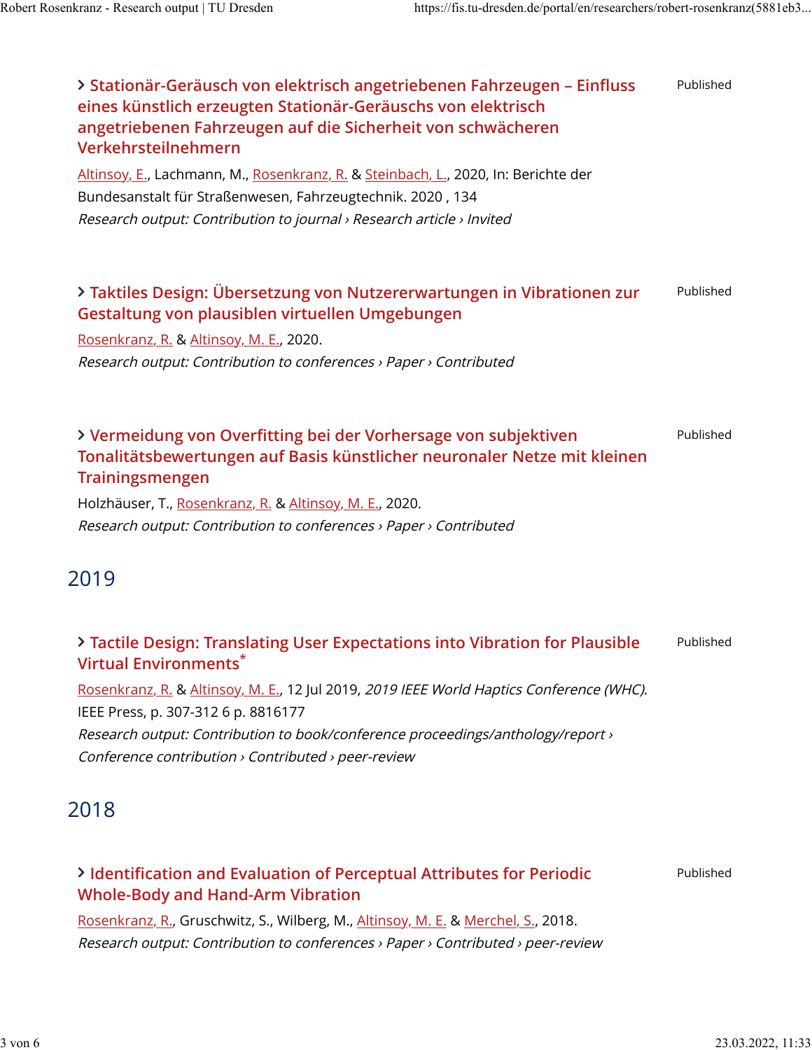> Stationär-Geräusch von elektrisch angetriebenen Fahrzeugen – Einfluss eines künstlich erzeugten Stationär-Geräuschs von elektrisch angetriebenen Fahrzeugen auf die Sicherheit von schwächeren Verkehrsteilnehmern

Published

Altinsoy, E., Lachmann, M., Rosenkranz, R. & Steinbach, L., 2020, In: Berichte der Bundesanstalt für Straßenwesen, Fahrzeugtechnik. 2020 , 134

*Research output: Contribution to journal › Research article › Invited*

> Taktiles Design: Übersetzung von Nutzererwartungen in Vibrationen zur Gestaltung von plausiblen virtuellen Umgebungen

Published

Rosenkranz, R. & Altinsoy, M. E., 2020.

*Research output: Contribution to conferences › Paper › Contributed*

> Vermeidung von Overfitting bei der Vorhersage von subjektiven Tonalitätsbewertungen auf Basis künstlicher neuronaler Netze mit kleinen Trainingsmengen

Published

Holzhäuser, T., Rosenkranz, R. & Altinsoy, M. E., 2020.

*Research output: Contribution to conferences › Paper › Contributed*

## 2019

> Tactile Design: Translating User Expectations into Vibration for Plausible Virtual Environments*

Published

Rosenkranz, R. & Altinsoy, M. E., 12 Jul 2019, *2019 IEEE World Haptics Conference (WHC).* IEEE Press, p. 307-312 6 p. 8816177

*Research output: Contribution to book/conference proceedings/anthology/report › Conference contribution › Contributed › peer-review*

## 2018

> Identification and Evaluation of Perceptual Attributes for Periodic Whole-Body and Hand-Arm Vibration

Published

Rosenkranz, R., Gruschwitz, S., Wilberg, M., Altinsoy, M. E. & Merchel, S., 2018.

*Research output: Contribution to conferences › Paper › Contributed › peer-review*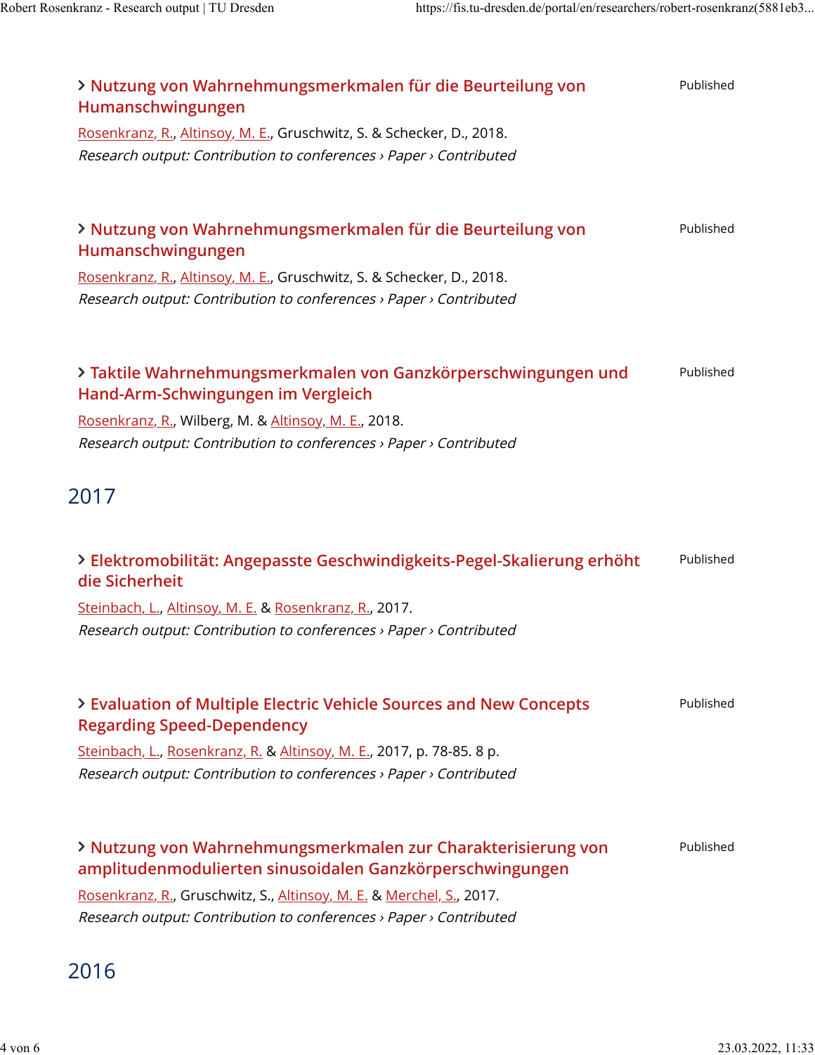### > Nutzung von Wahrnehmungsmerkmalen für die Beurteilung von Humanschwingungen

Published

Rosenkranz, R., Altinsoy, M. E., Gruschwitz, S. & Schecker, D., 2018.

*Research output: Contribution to conferences › Paper › Contributed*

### > Nutzung von Wahrnehmungsmerkmalen für die Beurteilung von Humanschwingungen

Published

Rosenkranz, R., Altinsoy, M. E., Gruschwitz, S. & Schecker, D., 2018.

*Research output: Contribution to conferences › Paper › Contributed*

### > Taktile Wahrnehmungsmerkmalen von Ganzkörperschwingungen und Hand-Arm-Schwingungen im Vergleich

Published

Rosenkranz, R., Wilberg, M. & Altinsoy, M. E., 2018.

*Research output: Contribution to conferences › Paper › Contributed*

## 2017

### > Elektromobilität: Angepasste Geschwindigkeits-Pegel-Skalierung erhöht die Sicherheit

Published

Steinbach, L., Altinsoy, M. E. & Rosenkranz, R., 2017.

*Research output: Contribution to conferences › Paper › Contributed*

### > Evaluation of Multiple Electric Vehicle Sources and New Concepts Regarding Speed-Dependency

Published

Steinbach, L., Rosenkranz, R. & Altinsoy, M. E., 2017, p. 78-85. 8 p.

*Research output: Contribution to conferences › Paper › Contributed*

### > Nutzung von Wahrnehmungsmerkmalen zur Charakterisierung von amplitudenmodulierten sinusoidalen Ganzkörperschwingungen

Published

Rosenkranz, R., Gruschwitz, S., Altinsoy, M. E. & Merchel, S., 2017.

*Research output: Contribution to conferences › Paper › Contributed*

## 2016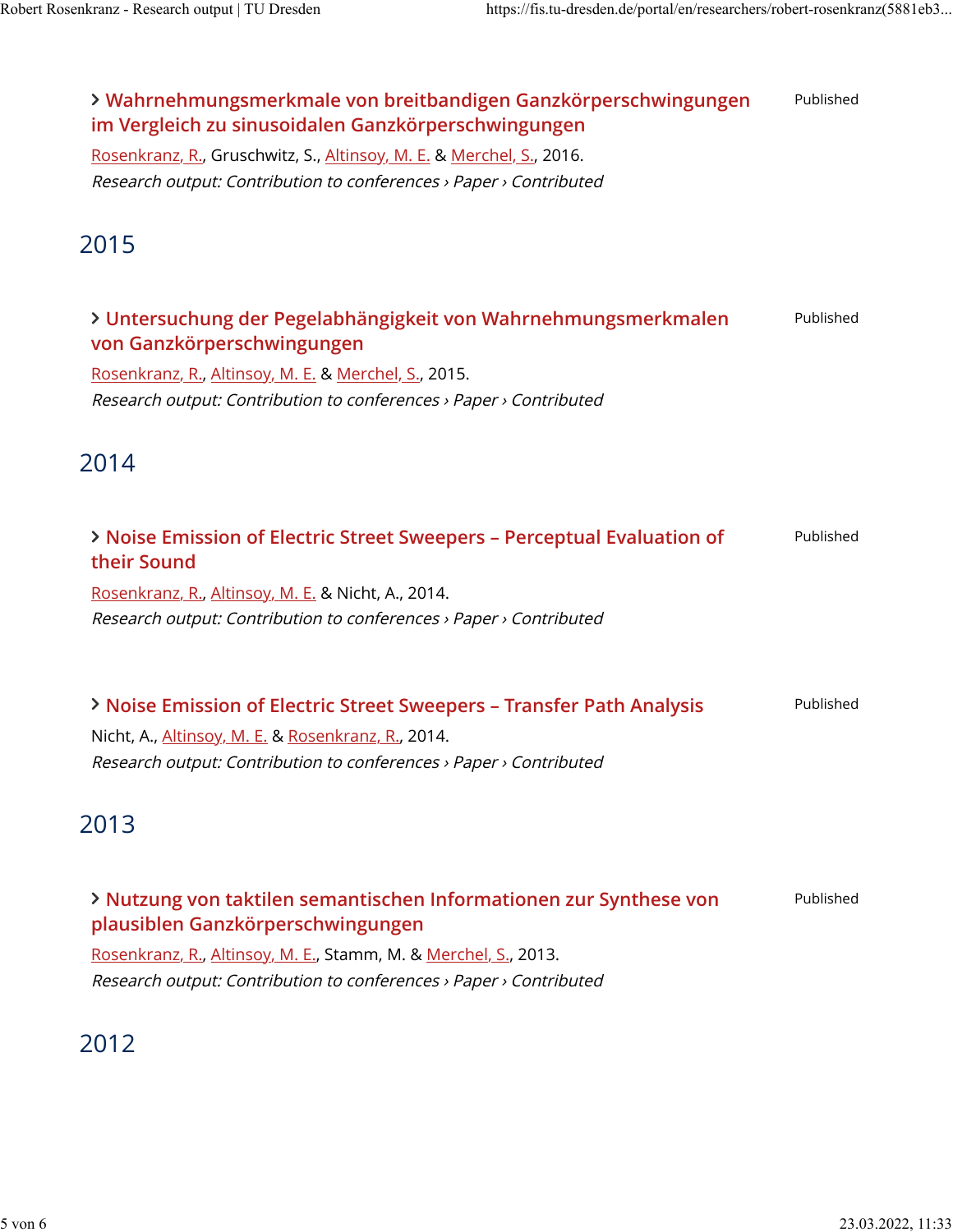### › Wahrnehmungsmerkmale von breitbandigen Ganzkörperschwingungen im Vergleich zu sinusoidalen Ganzkörperschwingungen

Published

Rosenkranz, R., Gruschwitz, S., Altinsoy, M. E. & Merchel, S., 2016.

*Research output: Contribution to conferences › Paper › Contributed*

## 2015

### › Untersuchung der Pegelabhängigkeit von Wahrnehmungsmerkmalen von Ganzkörperschwingungen

Published

Rosenkranz, R., Altinsoy, M. E. & Merchel, S., 2015.

*Research output: Contribution to conferences › Paper › Contributed*

## 2014

### › Noise Emission of Electric Street Sweepers – Perceptual Evaluation of their Sound

Published

Rosenkranz, R., Altinsoy, M. E. & Nicht, A., 2014.

*Research output: Contribution to conferences › Paper › Contributed*

### › Noise Emission of Electric Street Sweepers – Transfer Path Analysis

Published

Nicht, A., Altinsoy, M. E. & Rosenkranz, R., 2014.

*Research output: Contribution to conferences › Paper › Contributed*

## 2013

### › Nutzung von taktilen semantischen Informationen zur Synthese von plausiblen Ganzkörperschwingungen

Published

Rosenkranz, R., Altinsoy, M. E., Stamm, M. & Merchel, S., 2013.

*Research output: Contribution to conferences › Paper › Contributed*

## 2012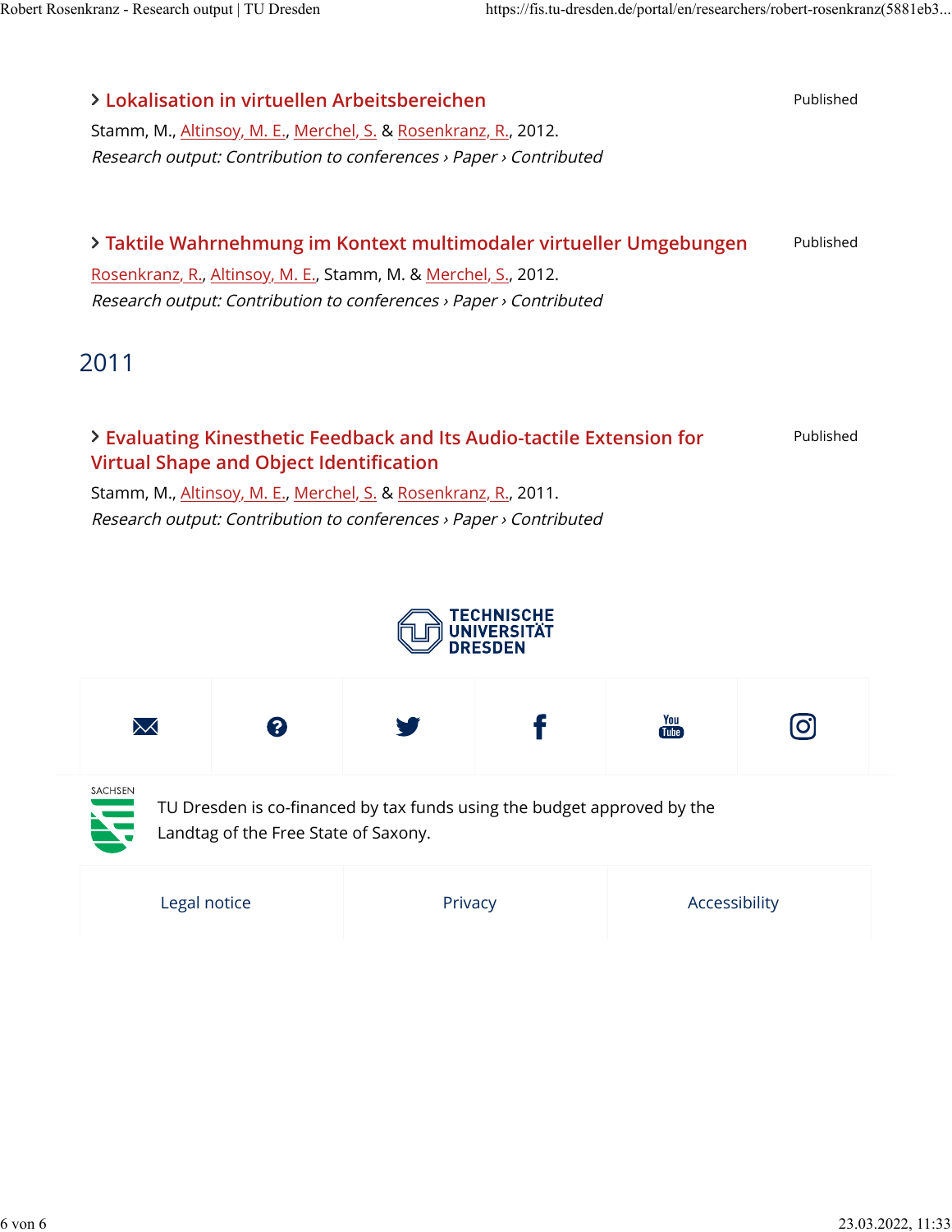### Lokalisation in virtuellen Arbeitsbereichen

Published

Stamm, M., Altinsoy, M. E., Merchel, S. & Rosenkranz, R., 2012.

*Research output: Contribution to conferences › Paper › Contributed*

### Taktile Wahrnehmung im Kontext multimodaler virtueller Umgebungen

Published

Rosenkranz, R., Altinsoy, M. E., Stamm, M. & Merchel, S., 2012.

*Research output: Contribution to conferences › Paper › Contributed*

## 2011

### Evaluating Kinesthetic Feedback and Its Audio-tactile Extension for Virtual Shape and Object Identification

Published

Stamm, M., Altinsoy, M. E., Merchel, S. & Rosenkranz, R., 2011.

*Research output: Contribution to conferences › Paper › Contributed*

TECHNISCHE UNIVERSITÄT DRESDEN

SACHSEN

TU Dresden is co-financed by tax funds using the budget approved by the Landtag of the Free State of Saxony.

Legal notice | Privacy | Accessibility